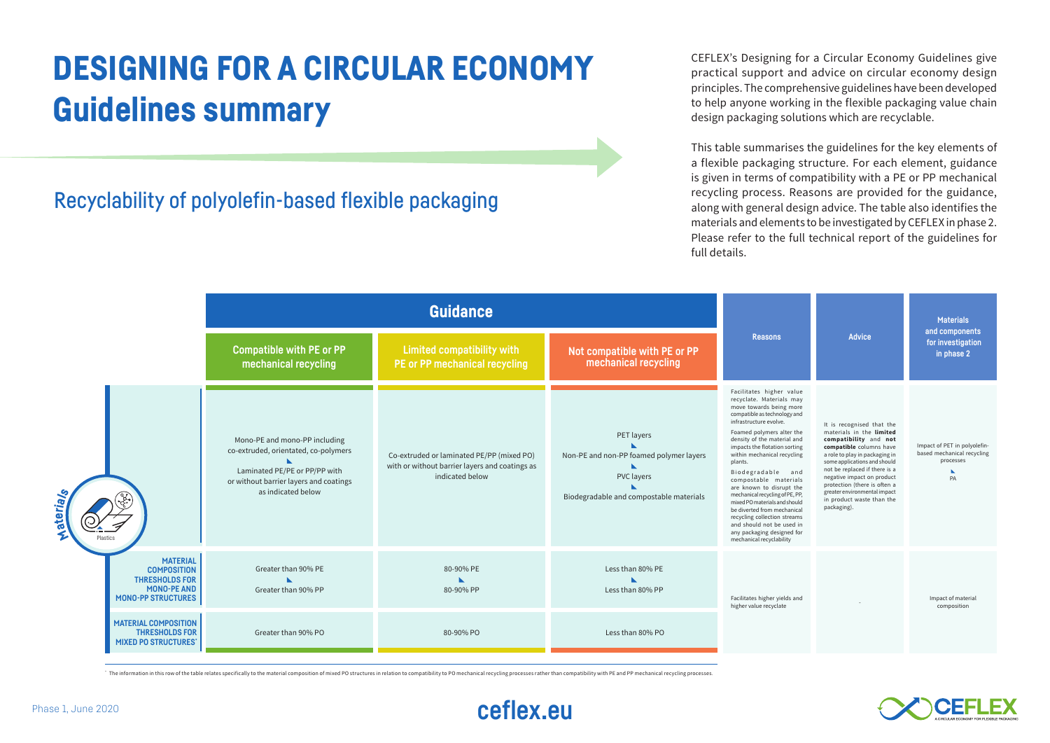# DESIGNING FOR A CIRCULAR ECONOMY
# Guidelines summary

## Recyclability of polyolefin-based flexible packaging

CEFLEX's Designing for a Circular Economy Guidelines give practical support and advice on circular economy design principles. The comprehensive guidelines have been developed to help anyone working in the flexible packaging value chain design packaging solutions which are recyclable.

This table summarises the guidelines for the key elements of a flexible packaging structure. For each element, guidance is given in terms of compatibility with a PE or PP mechanical recycling process. Reasons are provided for the guidance, along with general design advice. The table also identifies the materials and elements to be investigated by CEFLEX in phase 2. Please refer to the full technical report of the guidelines for full details.

| Materials | Guidance: Compatible with PE or PP mechanical recycling | Guidance: Limited compatibility with PE or PP mechanical recycling | Guidance: Not compatible with PE or PP mechanical recycling | Reasons | Advice | Materials and components for investigation in phase 2 |
|---|---|---|---|---|---|---|
| Plastics | Mono-PE and mono-PP including co-extruded, orientated, co-polymers<br>Laminated PE/PE or PP/PP with or without barrier layers and coatings as indicated below | Co-extruded or laminated PE/PP (mixed PO) with or without barrier layers and coatings as indicated below | PET layers<br>Non-PE and non-PP foamed polymer layers<br>PVC layers<br>Biodegradable and compostable materials | Facilitates higher value recyclate. Materials may move towards being more compatible as technology and infrastructure evolve.<br>Foamed polymers alter the density of the material and impacts the flotation sorting within mechanical recycling plants.<br>Biodegradable and compostable materials are known to disrupt the mechanical recycling of PE, PP, mixed PO materials and should be diverted from mechanical recycling collection streams and should not be used in any packaging designed for mechanical recyclability | It is recognised that the materials in the **limited compatibility** and **not compatible** columns have a role to play in packaging in some applications and should not be replaced if there is a negative impact on product protection (there is often a greater environmental impact in product waste than the packaging). | Impact of PET in polyolefin-based mechanical recycling processes<br>PA |
| MATERIAL COMPOSITION THRESHOLDS FOR MONO-PE AND MONO-PP STRUCTURES | Greater than 90% PE<br>Greater than 90% PP | 80-90% PE<br>80-90% PP | Less than 80% PE<br>Less than 80% PP | Facilitates higher yields and higher value recyclate | - | Impact of material composition |
| MATERIAL COMPOSITION THRESHOLDS FOR MIXED PO STRUCTURES* | Greater than 90% PO | 80-90% PO | Less than 80% PO | | | |

* The information in this row of the table relates specifically to the material composition of mixed PO structures in relation to compatibility to PO mechanical recycling processes rather than compatibility with PE and PP mechanical recycling processes.

Phase 1, June 2020

ceflex.eu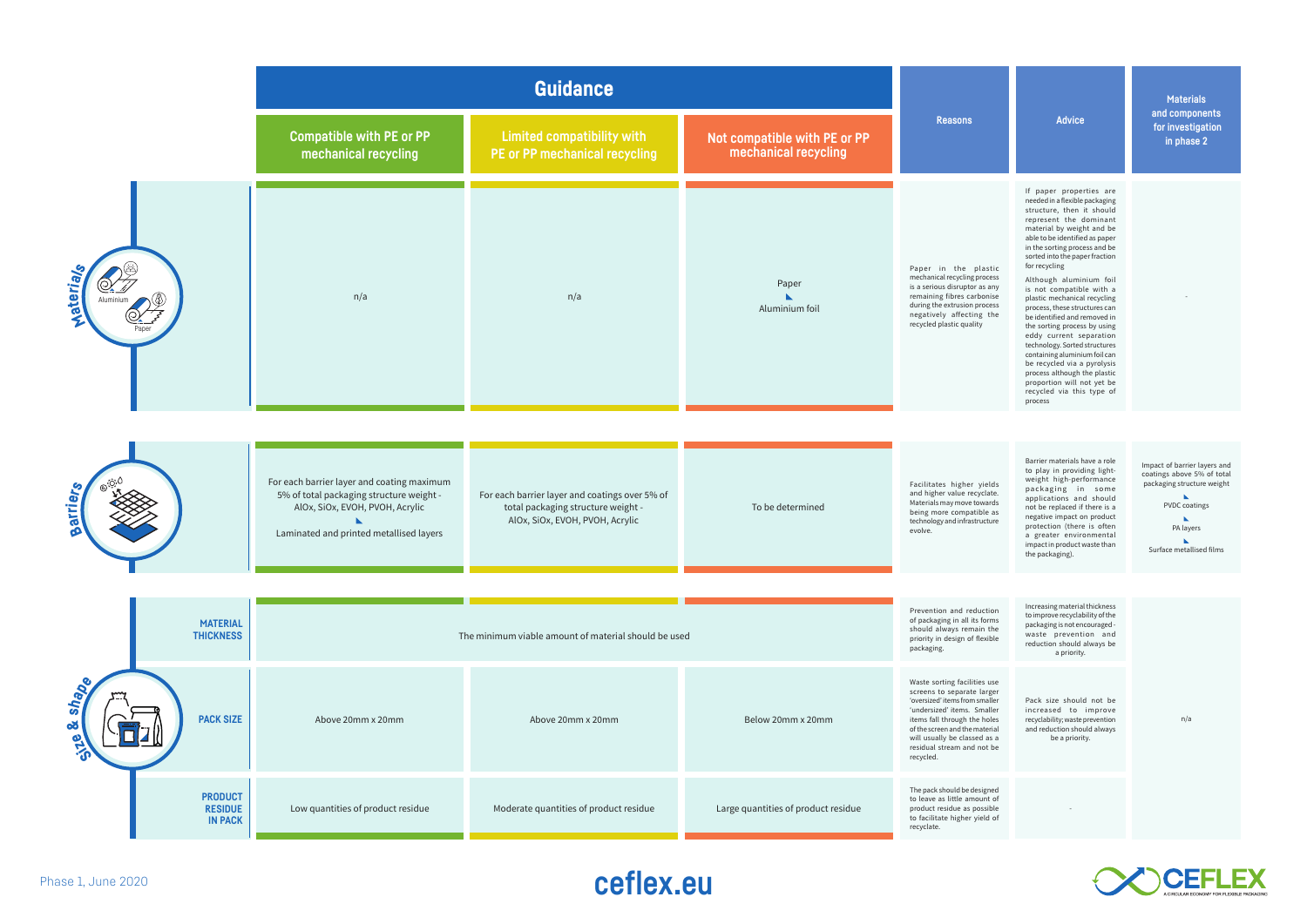| | | Guidance | | | Reasons | Advice | Materials and components for investigation in phase 2 |
|---|---|---|---|---|---|---|---|
| | | Compatible with PE or PP mechanical recycling | Limited compatibility with PE or PP mechanical recycling | Not compatible with PE or PP mechanical recycling | | | |
| Materials (Aluminium, Paper) | | n/a | n/a | Paper ◣ Aluminium foil | Paper in the plastic mechanical recycling process is a serious disruptor as any remaining fibres carbonise during the extrusion process negatively affecting the recycled plastic quality | If paper properties are needed in a flexible packaging structure, then it should represent the dominant material by weight and be able to be identified as paper in the sorting process and be sorted into the paper fraction for recycling. Although aluminium foil is not compatible with a plastic mechanical recycling process, these structures can be identified and removed in the sorting process by using eddy current separation technology. Sorted structures containing aluminium foil can be recycled via a pyrolysis process although the plastic proportion will not yet be recycled via this type of process | - |
| Barriers | | For each barrier layer and coating maximum 5% of total packaging structure weight - AlOx, SiOx, EVOH, PVOH, Acrylic ◣ Laminated and printed metallised layers | For each barrier layer and coatings over 5% of total packaging structure weight - AlOx, SiOx, EVOH, PVOH, Acrylic | To be determined | Facilitates higher yields and higher value recyclate. Materials may move towards being more compatible as technology and infrastructure evolve. | Barrier materials have a role to play in providing light-weight high-performance packaging in some applications and should not be replaced if there is a negative impact on product protection (there is often a greater environmental impact in product waste than the packaging). | Impact of barrier layers and coatings above 5% of total packaging structure weight ◣ PVDC coatings ◣ PA layers ◣ Surface metallised films |
| Size & shape | MATERIAL THICKNESS | The minimum viable amount of material should be used | | | Prevention and reduction of packaging in all its forms should always remain the priority in design of flexible packaging. | Increasing material thickness to improve recyclability of the packaging is not encouraged - waste prevention and reduction should always be a priority. | n/a |
| | PACK SIZE | Above 20mm x 20mm | Above 20mm x 20mm | Below 20mm x 20mm | Waste sorting facilities use screens to separate larger 'oversized' items from smaller 'undersized' items. Smaller items fall through the holes of the screen and the material will usually be classed as a residual stream and not be recycled. | Pack size should not be increased to improve recyclability; waste prevention and reduction should always be a priority. | |
| | PRODUCT RESIDUE IN PACK | Low quantities of product residue | Moderate quantities of product residue | Large quantities of product residue | The pack should be designed to leave as little amount of product residue as possible to facilitate higher yield of recyclate. | - | |

Phase 1, June 2020

ceflex.eu

CEFLEX A CIRCULAR ECONOMY FOR FLEXIBLE PACKAGING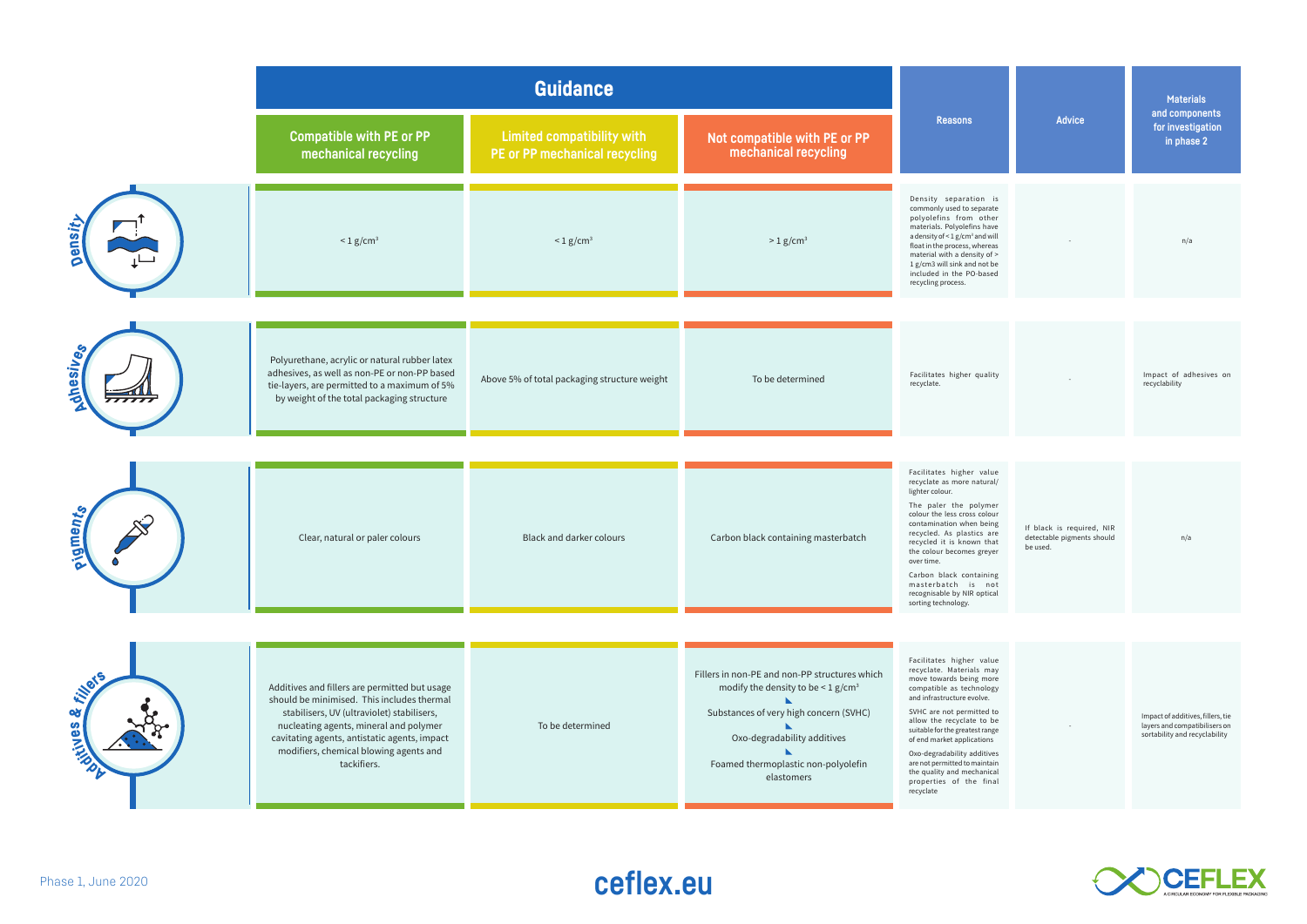| | Guidance | | | Reasons | Advice | Materials and components for investigation in phase 2 |
|---|---|---|---|---|---|---|
| | Compatible with PE or PP mechanical recycling | Limited compatibility with PE or PP mechanical recycling | Not compatible with PE or PP mechanical recycling | | | |
| Density | < 1 g/cm³ | < 1 g/cm³ | > 1 g/cm³ | Density separation is commonly used to separate polyolefins from other materials. Polyolefins have a density of < 1 g/cm³ and will float in the process, whereas material with a density of > 1 g/cm3 will sink and not be included in the PO-based recycling process. | - | n/a |
| Adhesives | Polyurethane, acrylic or natural rubber latex adhesives, as well as non-PE or non-PP based tie-layers, are permitted to a maximum of 5% by weight of the total packaging structure | Above 5% of total packaging structure weight | To be determined | Facilitates higher quality recyclate. | - | Impact of adhesives on recyclability |
| Pigments | Clear, natural or paler colours | Black and darker colours | Carbon black containing masterbatch | Facilitates higher value recyclate as more natural/ lighter colour. The paler the polymer colour the less cross colour contamination when being recycled. As plastics are recycled it is known that the colour becomes greyer over time. Carbon black containing masterbatch is not recognisable by NIR optical sorting technology. | If black is required, NIR detectable pigments should be used. | n/a |
| Additives & fillers | Additives and fillers are permitted but usage should be minimised. This includes thermal stabilisers, UV (ultraviolet) stabilisers, nucleating agents, mineral and polymer cavitating agents, antistatic agents, impact modifiers, chemical blowing agents and tackifiers. | To be determined | Fillers in non-PE and non-PP structures which modify the density to be < 1 g/cm³; Substances of very high concern (SVHC); Oxo-degradability additives; Foamed thermoplastic non-polyolefin elastomers | Facilitates higher value recyclate. Materials may move towards being more compatible as technology and infrastructure evolve. SVHC are not permitted to allow the recyclate to be suitable for the greatest range of end market applications. Oxo-degradability additives are not permitted to maintain the quality and mechanical properties of the final recyclate | - | Impact of additives, fillers, tie layers and compatibilisers on sortability and recyclability |

Phase 1, June 2020

ceflex.eu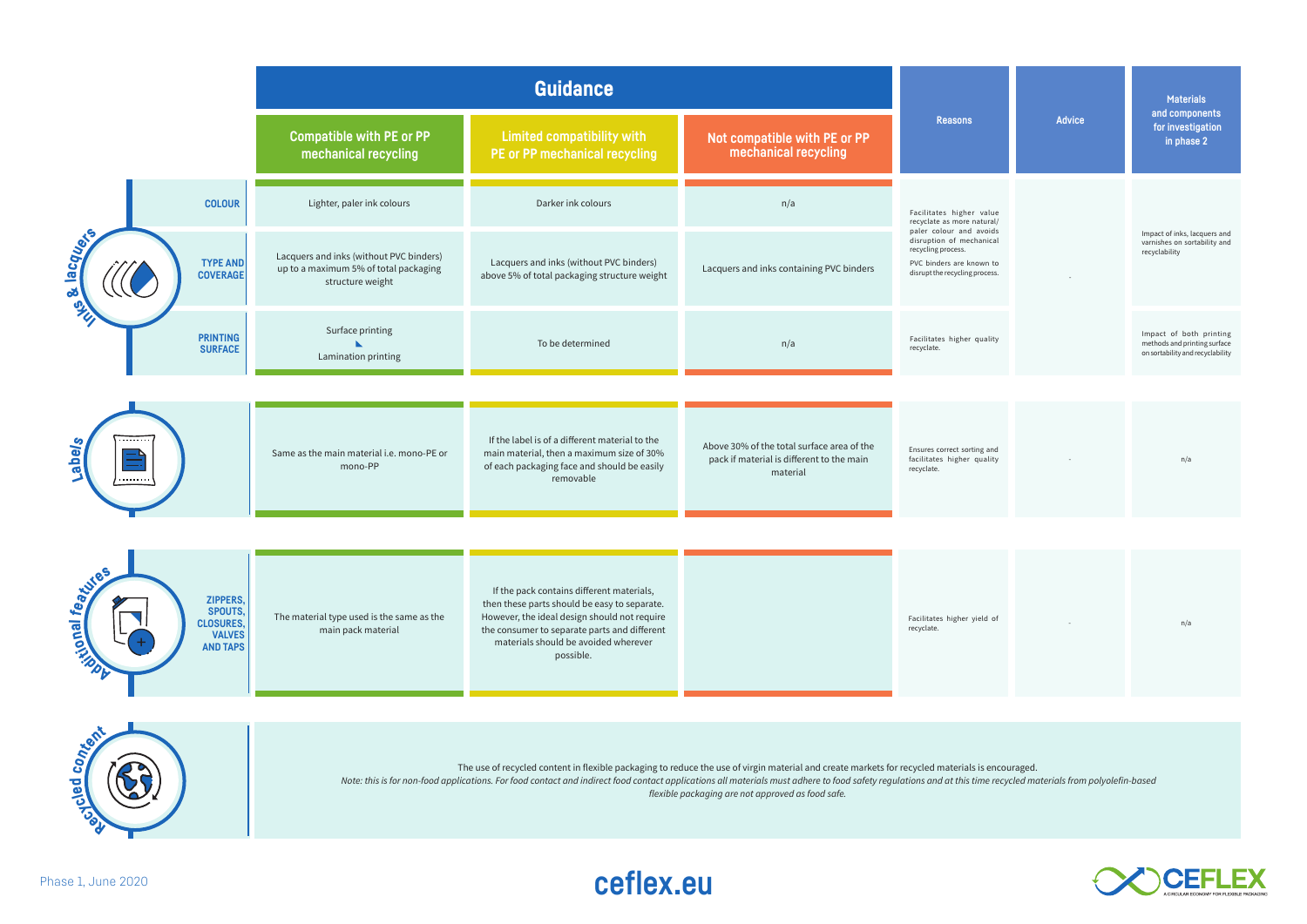| | | Guidance | | | Reasons | Advice | Materials and components for investigation in phase 2 |
|---|---|---|---|---|---|---|---|
| | | Compatible with PE or PP mechanical recycling | Limited compatibility with PE or PP mechanical recycling | Not compatible with PE or PP mechanical recycling | | | |
| Inks & lacquers | COLOUR | Lighter, paler ink colours | Darker ink colours | n/a | Facilitates higher value recyclate as more natural/ paler colour and avoids disruption of mechanical recycling process. PVC binders are known to disrupt the recycling process. | - | Impact of inks, lacquers and varnishes on sortability and recyclability |
| | TYPE AND COVERAGE | Lacquers and inks (without PVC binders) up to a maximum 5% of total packaging structure weight | Lacquers and inks (without PVC binders) above 5% of total packaging structure weight | Lacquers and inks containing PVC binders | | | |
| | PRINTING SURFACE | Surface printing ◣ Lamination printing | To be determined | n/a | Facilitates higher quality recyclate. | | Impact of both printing methods and printing surface on sortability and recyclability |
| Labels | | Same as the main material i.e. mono-PE or mono-PP | If the label is of a different material to the main material, then a maximum size of 30% of each packaging face and should be easily removable | Above 30% of the total surface area of the pack if material is different to the main material | Ensures correct sorting and facilitates higher quality recyclate. | - | n/a |
| Additional features | ZIPPERS, SPOUTS, CLOSURES, VALVES AND TAPS | The material type used is the same as the main pack material | If the pack contains different materials, then these parts should be easy to separate. However, the ideal design should not require the consumer to separate parts and different materials should be avoided wherever possible. | | Facilitates higher yield of recyclate. | - | n/a |
| Recycled content | | The use of recycled content in flexible packaging to reduce the use of virgin material and create markets for recycled materials is encouraged. *Note: this is for non-food applications. For food contact and indirect food contact applications all materials must adhere to food safety regulations and at this time recycled materials from polyolefin-based flexible packaging are not approved as food safe.* | | | | | |

Phase 1, June 2020

ceflex.eu